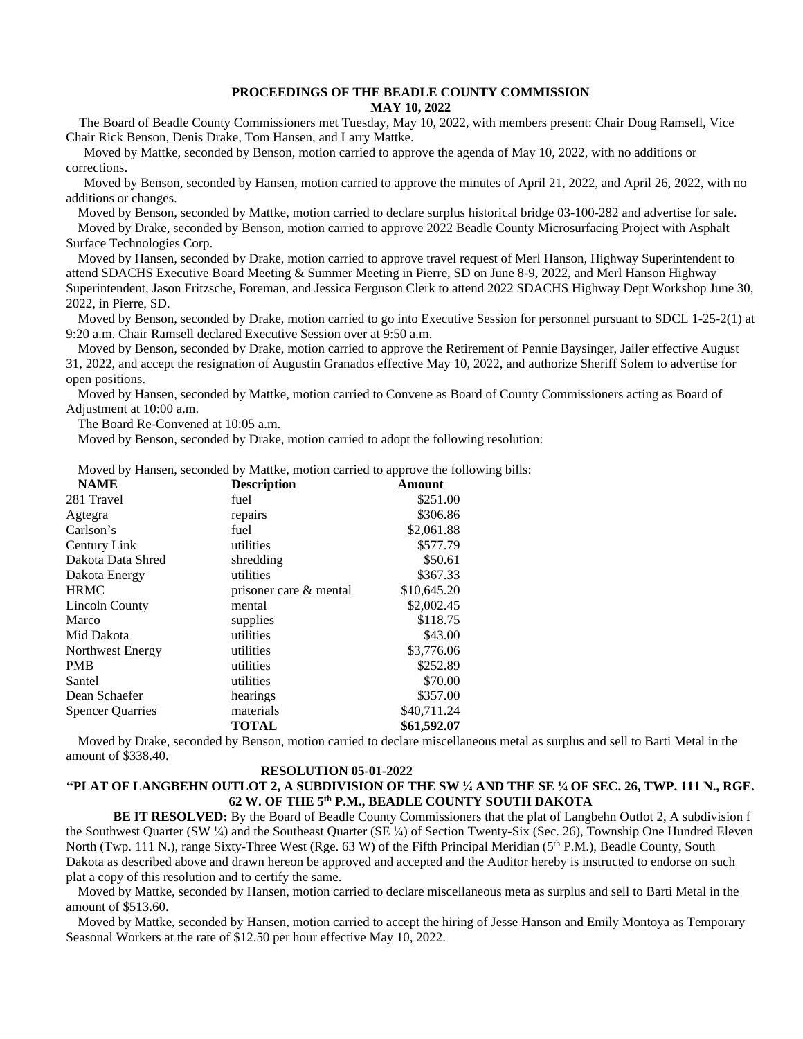**PROCEEDINGS OF THE BEADLE COUNTY COMMISSION**
**MAY 10, 2022**

The Board of Beadle County Commissioners met Tuesday, May 10, 2022, with members present: Chair Doug Ramsell, Vice Chair Rick Benson, Denis Drake, Tom Hansen, and Larry Mattke.

Moved by Mattke, seconded by Benson, motion carried to approve the agenda of May 10, 2022, with no additions or corrections.

Moved by Benson, seconded by Hansen, motion carried to approve the minutes of April 21, 2022, and April 26, 2022, with no additions or changes.

Moved by Benson, seconded by Mattke, motion carried to declare surplus historical bridge 03-100-282 and advertise for sale.

Moved by Drake, seconded by Benson, motion carried to approve 2022 Beadle County Microsurfacing Project with Asphalt Surface Technologies Corp.

Moved by Hansen, seconded by Drake, motion carried to approve travel request of Merl Hanson, Highway Superintendent to attend SDACHS Executive Board Meeting & Summer Meeting in Pierre, SD on June 8-9, 2022, and Merl Hanson Highway Superintendent, Jason Fritzsche, Foreman, and Jessica Ferguson Clerk to attend 2022 SDACHS Highway Dept Workshop June 30, 2022, in Pierre, SD.

Moved by Benson, seconded by Drake, motion carried to go into Executive Session for personnel pursuant to SDCL 1-25-2(1) at 9:20 a.m. Chair Ramsell declared Executive Session over at 9:50 a.m.

Moved by Benson, seconded by Drake, motion carried to approve the Retirement of Pennie Baysinger, Jailer effective August 31, 2022, and accept the resignation of Augustin Granados effective May 10, 2022, and authorize Sheriff Solem to advertise for open positions.

Moved by Hansen, seconded by Mattke, motion carried to Convene as Board of County Commissioners acting as Board of Adjustment at 10:00 a.m.

The Board Re-Convened at 10:05 a.m.

Moved by Benson, seconded by Drake, motion carried to adopt the following resolution:

Moved by Hansen, seconded by Mattke, motion carried to approve the following bills:

| NAME | Description | Amount |
|---|---|---|
| 281 Travel | fuel | $251.00 |
| Agtegra | repairs | $306.86 |
| Carlson's | fuel | $2,061.88 |
| Century Link | utilities | $577.79 |
| Dakota Data Shred | shredding | $50.61 |
| Dakota Energy | utilities | $367.33 |
| HRMC | prisoner care & mental | $10,645.20 |
| Lincoln County | mental | $2,002.45 |
| Marco | supplies | $118.75 |
| Mid Dakota | utilities | $43.00 |
| Northwest Energy | utilities | $3,776.06 |
| PMB | utilities | $252.89 |
| Santel | utilities | $70.00 |
| Dean Schaefer | hearings | $357.00 |
| Spencer Quarries | materials | $40,711.24 |
| | **TOTAL** | **$61,592.07** |

Moved by Drake, seconded by Benson, motion carried to declare miscellaneous metal as surplus and sell to Barti Metal in the amount of $338.40.

**RESOLUTION 05-01-2022**

**"PLAT OF LANGBEHN OUTLOT 2, A SUBDIVISION OF THE SW ¼ AND THE SE ¼ OF SEC. 26, TWP. 111 N., RGE. 62 W. OF THE 5th P.M., BEADLE COUNTY SOUTH DAKOTA**

**BE IT RESOLVED:** By the Board of Beadle County Commissioners that the plat of Langbehn Outlot 2, A subdivision f the Southwest Quarter (SW ¼) and the Southeast Quarter (SE ¼) of Section Twenty-Six (Sec. 26), Township One Hundred Eleven North (Twp. 111 N.), range Sixty-Three West (Rge. 63 W) of the Fifth Principal Meridian (5th P.M.), Beadle County, South Dakota as described above and drawn hereon be approved and accepted and the Auditor hereby is instructed to endorse on such plat a copy of this resolution and to certify the same.

Moved by Mattke, seconded by Hansen, motion carried to declare miscellaneous meta as surplus and sell to Barti Metal in the amount of $513.60.

Moved by Mattke, seconded by Hansen, motion carried to accept the hiring of Jesse Hanson and Emily Montoya as Temporary Seasonal Workers at the rate of $12.50 per hour effective May 10, 2022.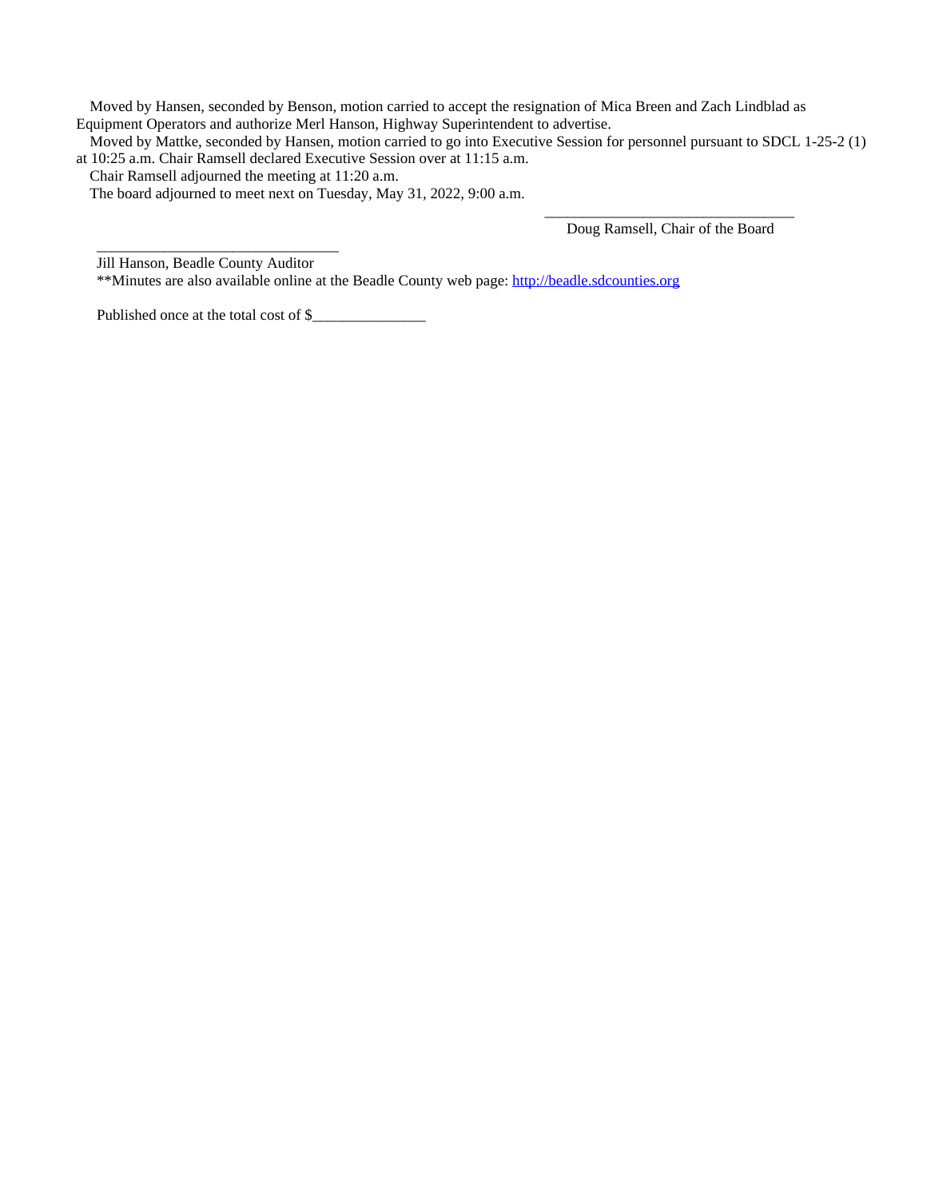Moved by Hansen, seconded by Benson, motion carried to accept the resignation of Mica Breen and Zach Lindblad as Equipment Operators and authorize Merl Hanson, Highway Superintendent to advertise.

Moved by Mattke, seconded by Hansen, motion carried to go into Executive Session for personnel pursuant to SDCL 1-25-2 (1) at 10:25 a.m. Chair Ramsell declared Executive Session over at 11:15 a.m.

Chair Ramsell adjourned the meeting at 11:20 a.m.

The board adjourned to meet next on Tuesday, May 31, 2022, 9:00 a.m.

_________________________________
Doug Ramsell, Chair of the Board

_________________________________
Jill Hanson, Beadle County Auditor

**Minutes are also available online at the Beadle County web page: http://beadle.sdcounties.org

Published once at the total cost of $_______________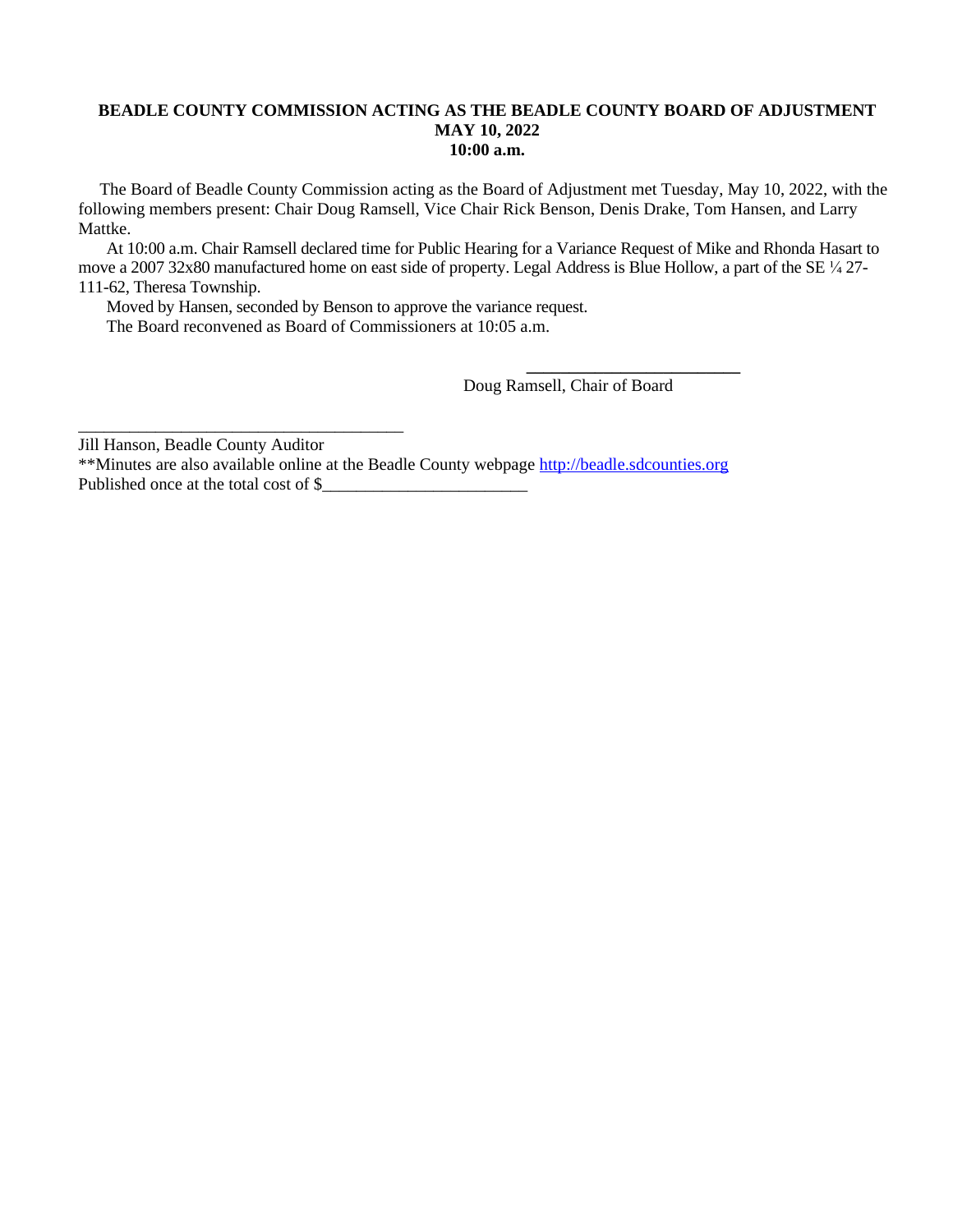**BEADLE COUNTY COMMISSION ACTING AS THE BEADLE COUNTY BOARD OF ADJUSTMENT**
**MAY 10, 2022**
**10:00 a.m.**

The Board of Beadle County Commission acting as the Board of Adjustment met Tuesday, May 10, 2022, with the following members present: Chair Doug Ramsell, Vice Chair Rick Benson, Denis Drake, Tom Hansen, and Larry Mattke.

At 10:00 a.m. Chair Ramsell declared time for Public Hearing for a Variance Request of Mike and Rhonda Hasart to move a 2007 32x80 manufactured home on east side of property. Legal Address is Blue Hollow, a part of the SE ¼ 27-111-62, Theresa Township.

Moved by Hansen, seconded by Benson to approve the variance request.

The Board reconvened as Board of Commissioners at 10:05 a.m.

\_\_\_\_\_\_\_\_\_\_\_\_\_\_\_\_\_\_\_\_\_\_\_\_\_
Doug Ramsell, Chair of Board

\_\_\_\_\_\_\_\_\_\_\_\_\_\_\_\_\_\_\_\_\_\_\_\_\_\_\_\_\_\_\_\_\_\_\_\_\_\_
Jill Hanson, Beadle County Auditor

**Minutes are also available online at the Beadle County webpage http://beadle.sdcounties.org

Published once at the total cost of $\_\_\_\_\_\_\_\_\_\_\_\_\_\_\_\_\_\_\_\_\_\_\_\_